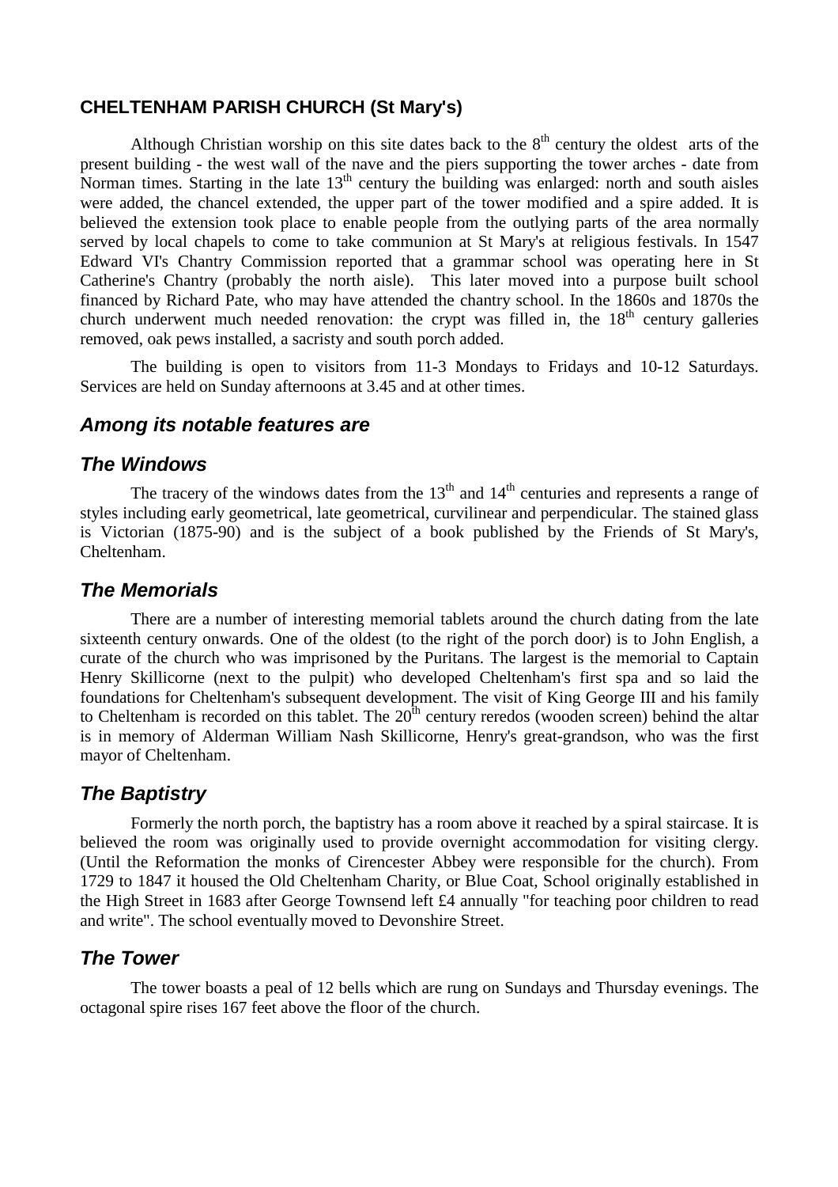## CHELTENHAM PARISH CHURCH (St Mary's)

Although Christian worship on this site dates back to the 8th century the oldest arts of the present building - the west wall of the nave and the piers supporting the tower arches - date from Norman times. Starting in the late 13th century the building was enlarged: north and south aisles were added, the chancel extended, the upper part of the tower modified and a spire added. It is believed the extension took place to enable people from the outlying parts of the area normally served by local chapels to come to take communion at St Mary's at religious festivals. In 1547 Edward VI's Chantry Commission reported that a grammar school was operating here in St Catherine's Chantry (probably the north aisle). This later moved into a purpose built school financed by Richard Pate, who may have attended the chantry school. In the 1860s and 1870s the church underwent much needed renovation: the crypt was filled in, the 18th century galleries removed, oak pews installed, a sacristy and south porch added.

The building is open to visitors from 11-3 Mondays to Fridays and 10-12 Saturdays. Services are held on Sunday afternoons at 3.45 and at other times.

### *Among its notable features are*

### *The Windows*

The tracery of the windows dates from the 13th and 14th centuries and represents a range of styles including early geometrical, late geometrical, curvilinear and perpendicular. The stained glass is Victorian (1875-90) and is the subject of a book published by the Friends of St Mary's, Cheltenham.

### *The Memorials*

There are a number of interesting memorial tablets around the church dating from the late sixteenth century onwards. One of the oldest (to the right of the porch door) is to John English, a curate of the church who was imprisoned by the Puritans. The largest is the memorial to Captain Henry Skillicorne (next to the pulpit) who developed Cheltenham's first spa and so laid the foundations for Cheltenham's subsequent development. The visit of King George III and his family to Cheltenham is recorded on this tablet. The 20th century reredos (wooden screen) behind the altar is in memory of Alderman William Nash Skillicorne, Henry's great-grandson, who was the first mayor of Cheltenham.

### *The Baptistry*

Formerly the north porch, the baptistry has a room above it reached by a spiral staircase. It is believed the room was originally used to provide overnight accommodation for visiting clergy. (Until the Reformation the monks of Cirencester Abbey were responsible for the church). From 1729 to 1847 it housed the Old Cheltenham Charity, or Blue Coat, School originally established in the High Street in 1683 after George Townsend left £4 annually "for teaching poor children to read and write". The school eventually moved to Devonshire Street.

### *The Tower*

The tower boasts a peal of 12 bells which are rung on Sundays and Thursday evenings. The octagonal spire rises 167 feet above the floor of the church.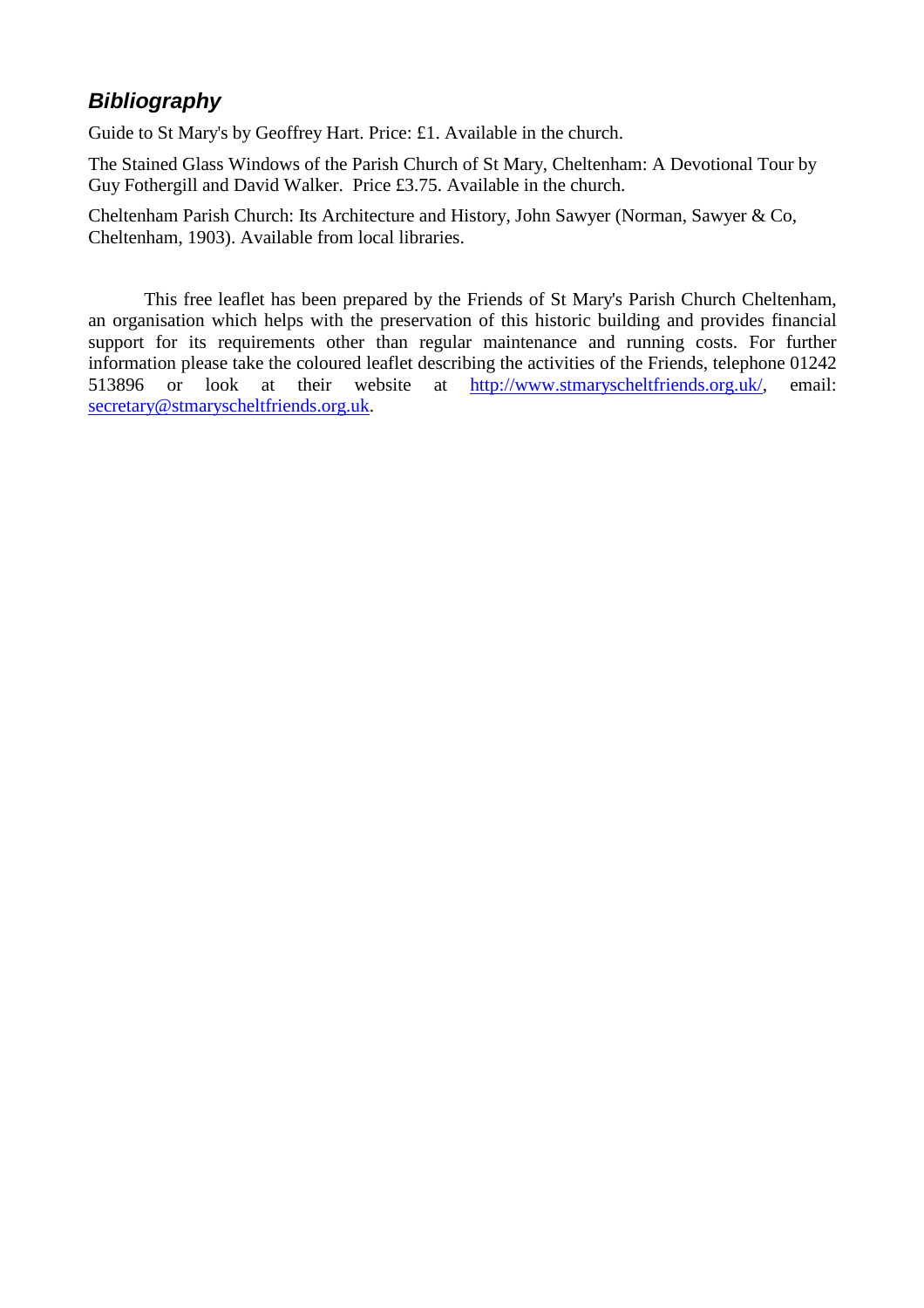### *Bibliography*

Guide to St Mary's by Geoffrey Hart. Price: £1. Available in the church.

The Stained Glass Windows of the Parish Church of St Mary, Cheltenham: A Devotional Tour by Guy Fothergill and David Walker. Price £3.75. Available in the church.

Cheltenham Parish Church: Its Architecture and History, John Sawyer (Norman, Sawyer & Co, Cheltenham, 1903). Available from local libraries.

This free leaflet has been prepared by the Friends of St Mary's Parish Church Cheltenham, an organisation which helps with the preservation of this historic building and provides financial support for its requirements other than regular maintenance and running costs. For further information please take the coloured leaflet describing the activities of the Friends, telephone 01242 513896 or look at their website at [http://www.stmaryscheltfriends.org.uk/](http://www.stmaryscheltfriends.org.uk/), email: [secretary@stmaryscheltfriends.org.uk](mailto:secretary@stmaryscheltfriends.org.uk).